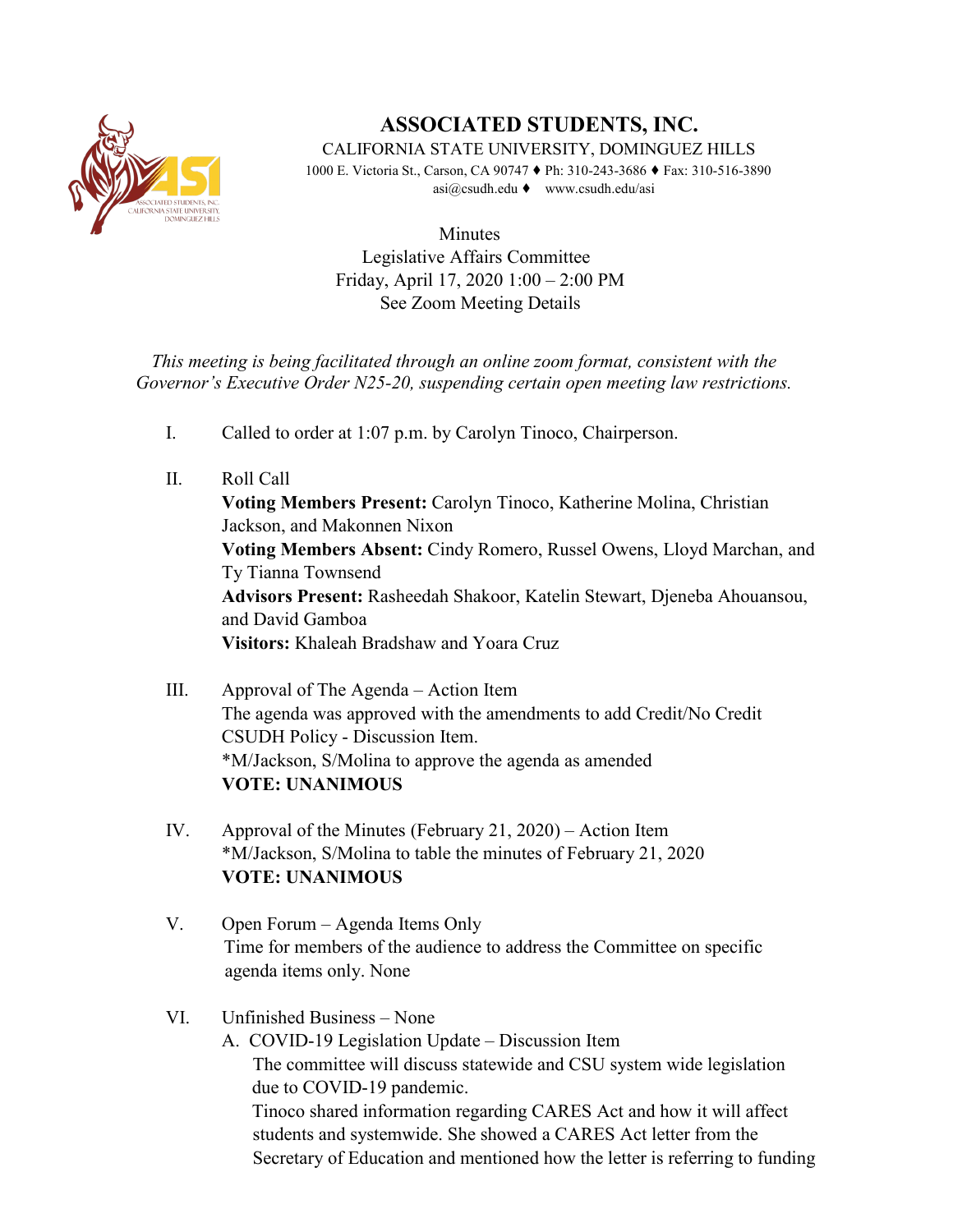# ASSOCIATED STUDENTS, INC.

CALIFORNIA STATE UNIVERSITY, DOMINGUEZ HILLS

1000 E. Victoria St., Carson, CA 90747 ♦ Ph: 310-243-3686 ♦ Fax: 310-516-3890
asi@csudh.edu ♦ www.csudh.edu/asi

Minutes
Legislative Affairs Committee
Friday, April 17, 2020 1:00 – 2:00 PM
See Zoom Meeting Details

*This meeting is being facilitated through an online zoom format, consistent with the Governor's Executive Order N25-20, suspending certain open meeting law restrictions.*

I. Called to order at 1:07 p.m. by Carolyn Tinoco, Chairperson.

II. Roll Call
**Voting Members Present:** Carolyn Tinoco, Katherine Molina, Christian Jackson, and Makonnen Nixon
**Voting Members Absent:** Cindy Romero, Russel Owens, Lloyd Marchan, and Ty Tianna Townsend
**Advisors Present:** Rasheedah Shakoor, Katelin Stewart, Djeneba Ahouansou, and David Gamboa
**Visitors:** Khaleah Bradshaw and Yoara Cruz

III. Approval of The Agenda – Action Item
The agenda was approved with the amendments to add Credit/No Credit CSUDH Policy - Discussion Item.
*M/Jackson, S/Molina to approve the agenda as amended
**VOTE: UNANIMOUS**

IV. Approval of the Minutes (February 21, 2020) – Action Item
*M/Jackson, S/Molina to table the minutes of February 21, 2020
**VOTE: UNANIMOUS**

V. Open Forum – Agenda Items Only
Time for members of the audience to address the Committee on specific agenda items only. None

VI. Unfinished Business – None
A. COVID-19 Legislation Update – Discussion Item
The committee will discuss statewide and CSU system wide legislation due to COVID-19 pandemic.
Tinoco shared information regarding CARES Act and how it will affect students and systemwide. She showed a CARES Act letter from the Secretary of Education and mentioned how the letter is referring to funding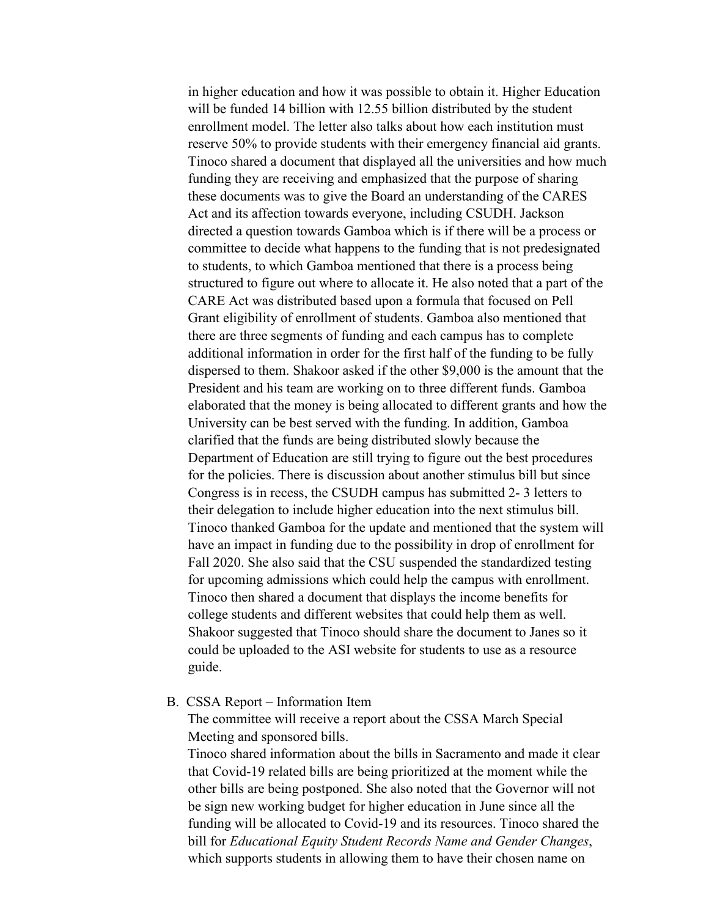in higher education and how it was possible to obtain it. Higher Education will be funded 14 billion with 12.55 billion distributed by the student enrollment model. The letter also talks about how each institution must reserve 50% to provide students with their emergency financial aid grants. Tinoco shared a document that displayed all the universities and how much funding they are receiving and emphasized that the purpose of sharing these documents was to give the Board an understanding of the CARES Act and its affection towards everyone, including CSUDH. Jackson directed a question towards Gamboa which is if there will be a process or committee to decide what happens to the funding that is not predesignated to students, to which Gamboa mentioned that there is a process being structured to figure out where to allocate it. He also noted that a part of the CARE Act was distributed based upon a formula that focused on Pell Grant eligibility of enrollment of students. Gamboa also mentioned that there are three segments of funding and each campus has to complete additional information in order for the first half of the funding to be fully dispersed to them. Shakoor asked if the other $9,000 is the amount that the President and his team are working on to three different funds. Gamboa elaborated that the money is being allocated to different grants and how the University can be best served with the funding. In addition, Gamboa clarified that the funds are being distributed slowly because the Department of Education are still trying to figure out the best procedures for the policies. There is discussion about another stimulus bill but since Congress is in recess, the CSUDH campus has submitted 2- 3 letters to their delegation to include higher education into the next stimulus bill. Tinoco thanked Gamboa for the update and mentioned that the system will have an impact in funding due to the possibility in drop of enrollment for Fall 2020. She also said that the CSU suspended the standardized testing for upcoming admissions which could help the campus with enrollment. Tinoco then shared a document that displays the income benefits for college students and different websites that could help them as well. Shakoor suggested that Tinoco should share the document to Janes so it could be uploaded to the ASI website for students to use as a resource guide.

B. CSSA Report – Information Item

The committee will receive a report about the CSSA March Special Meeting and sponsored bills.

Tinoco shared information about the bills in Sacramento and made it clear that Covid-19 related bills are being prioritized at the moment while the other bills are being postponed. She also noted that the Governor will not be sign new working budget for higher education in June since all the funding will be allocated to Covid-19 and its resources. Tinoco shared the bill for *Educational Equity Student Records Name and Gender Changes*, which supports students in allowing them to have their chosen name on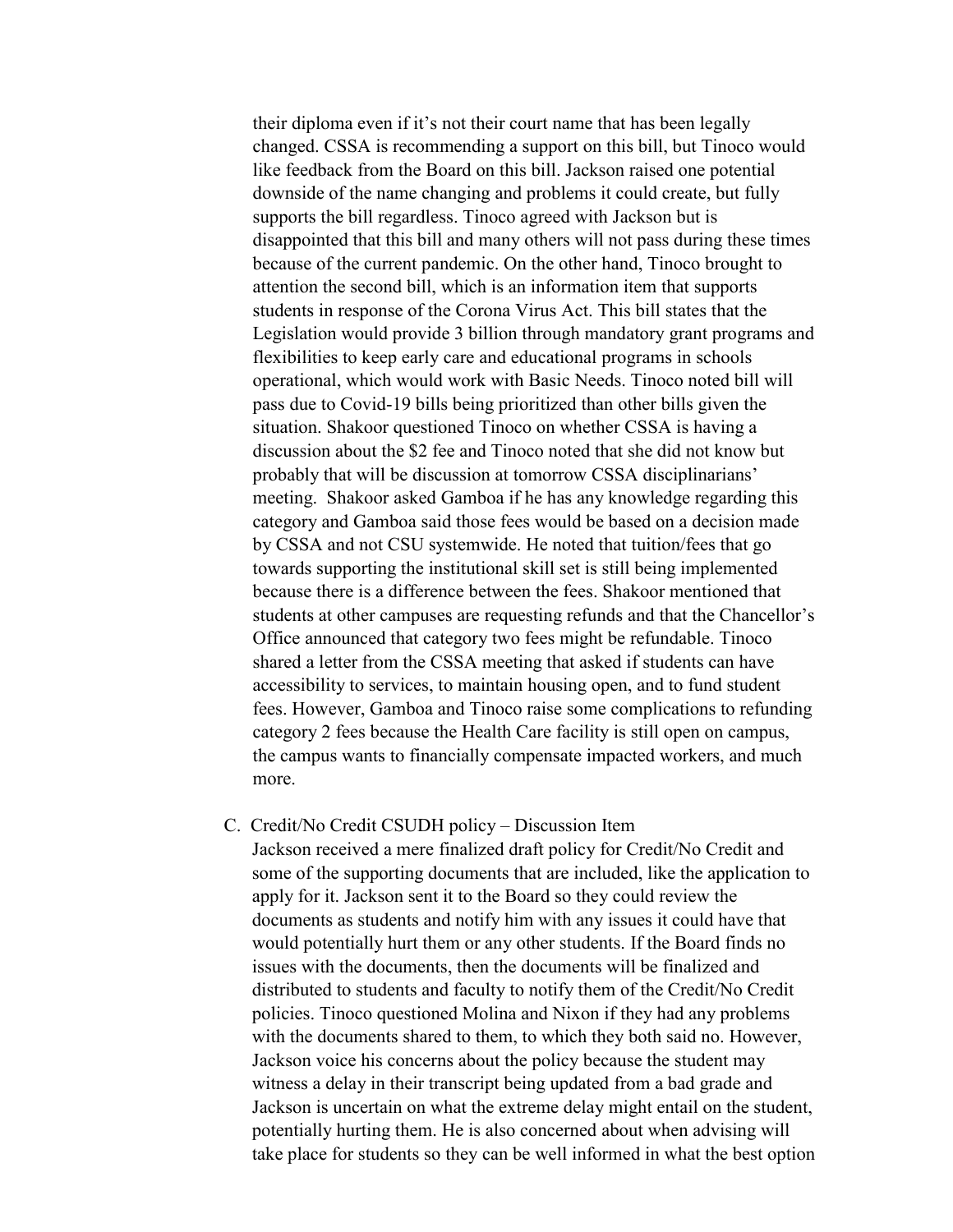their diploma even if it's not their court name that has been legally changed. CSSA is recommending a support on this bill, but Tinoco would like feedback from the Board on this bill. Jackson raised one potential downside of the name changing and problems it could create, but fully supports the bill regardless. Tinoco agreed with Jackson but is disappointed that this bill and many others will not pass during these times because of the current pandemic. On the other hand, Tinoco brought to attention the second bill, which is an information item that supports students in response of the Corona Virus Act. This bill states that the Legislation would provide 3 billion through mandatory grant programs and flexibilities to keep early care and educational programs in schools operational, which would work with Basic Needs. Tinoco noted bill will pass due to Covid-19 bills being prioritized than other bills given the situation. Shakoor questioned Tinoco on whether CSSA is having a discussion about the $2 fee and Tinoco noted that she did not know but probably that will be discussion at tomorrow CSSA disciplinarians' meeting. Shakoor asked Gamboa if he has any knowledge regarding this category and Gamboa said those fees would be based on a decision made by CSSA and not CSU systemwide. He noted that tuition/fees that go towards supporting the institutional skill set is still being implemented because there is a difference between the fees. Shakoor mentioned that students at other campuses are requesting refunds and that the Chancellor's Office announced that category two fees might be refundable. Tinoco shared a letter from the CSSA meeting that asked if students can have accessibility to services, to maintain housing open, and to fund student fees. However, Gamboa and Tinoco raise some complications to refunding category 2 fees because the Health Care facility is still open on campus, the campus wants to financially compensate impacted workers, and much more.

C. Credit/No Credit CSUDH policy – Discussion Item

Jackson received a mere finalized draft policy for Credit/No Credit and some of the supporting documents that are included, like the application to apply for it. Jackson sent it to the Board so they could review the documents as students and notify him with any issues it could have that would potentially hurt them or any other students. If the Board finds no issues with the documents, then the documents will be finalized and distributed to students and faculty to notify them of the Credit/No Credit policies. Tinoco questioned Molina and Nixon if they had any problems with the documents shared to them, to which they both said no. However, Jackson voice his concerns about the policy because the student may witness a delay in their transcript being updated from a bad grade and Jackson is uncertain on what the extreme delay might entail on the student, potentially hurting them. He is also concerned about when advising will take place for students so they can be well informed in what the best option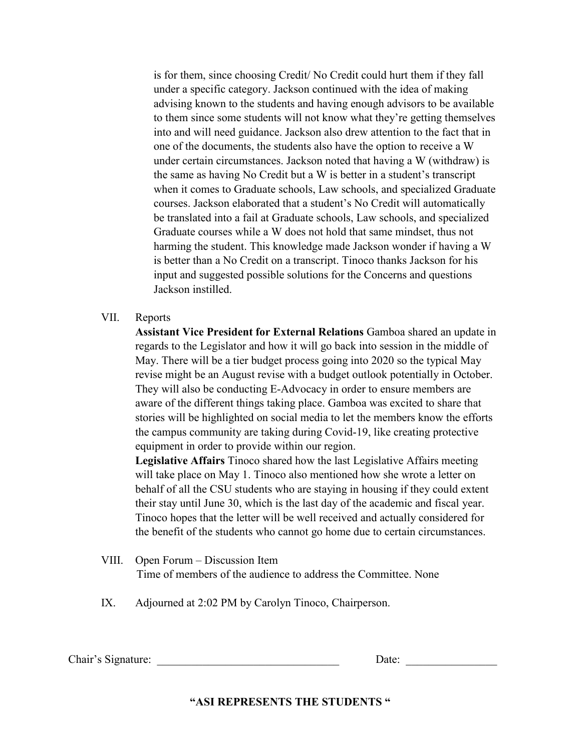is for them, since choosing Credit/ No Credit could hurt them if they fall under a specific category. Jackson continued with the idea of making advising known to the students and having enough advisors to be available to them since some students will not know what they're getting themselves into and will need guidance. Jackson also drew attention to the fact that in one of the documents, the students also have the option to receive a W under certain circumstances. Jackson noted that having a W (withdraw) is the same as having No Credit but a W is better in a student's transcript when it comes to Graduate schools, Law schools, and specialized Graduate courses. Jackson elaborated that a student's No Credit will automatically be translated into a fail at Graduate schools, Law schools, and specialized Graduate courses while a W does not hold that same mindset, thus not harming the student. This knowledge made Jackson wonder if having a W is better than a No Credit on a transcript. Tinoco thanks Jackson for his input and suggested possible solutions for the Concerns and questions Jackson instilled.

VII. Reports

**Assistant Vice President for External Relations** Gamboa shared an update in regards to the Legislator and how it will go back into session in the middle of May. There will be a tier budget process going into 2020 so the typical May revise might be an August revise with a budget outlook potentially in October. They will also be conducting E-Advocacy in order to ensure members are aware of the different things taking place. Gamboa was excited to share that stories will be highlighted on social media to let the members know the efforts the campus community are taking during Covid-19, like creating protective equipment in order to provide within our region.

**Legislative Affairs** Tinoco shared how the last Legislative Affairs meeting will take place on May 1. Tinoco also mentioned how she wrote a letter on behalf of all the CSU students who are staying in housing if they could extent their stay until June 30, which is the last day of the academic and fiscal year. Tinoco hopes that the letter will be well received and actually considered for the benefit of the students who cannot go home due to certain circumstances.

VIII. Open Forum – Discussion Item

Time of members of the audience to address the Committee. None

IX. Adjourned at 2:02 PM by Carolyn Tinoco, Chairperson.

Chair's Signature: \_\_\_\_\_\_\_\_\_\_\_\_\_\_\_\_\_\_\_\_\_\_\_\_\_\_\_\_\_\_\_\_ Date: \_\_\_\_\_\_\_\_\_\_\_\_\_\_\_\_

**"ASI REPRESENTS THE STUDENTS "**